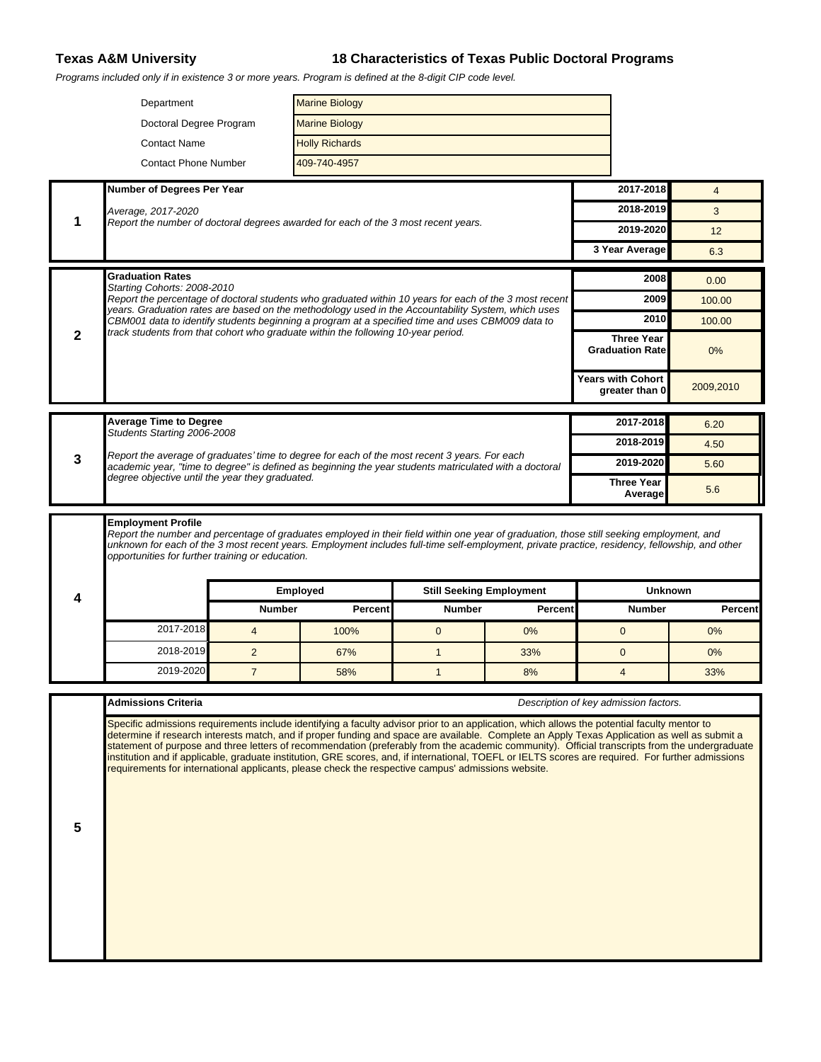**Texas A&M University** **18 Characteristics of Texas Public Doctoral Programs**

*Programs included only if in existence 3 or more years. Program is defined at the 8-digit CIP code level.*

| | |
|---|---|
| Department | Marine Biology |
| Doctoral Degree Program | Marine Biology |
| Contact Name | Holly Richards |
| Contact Phone Number | 409-740-4957 |

## 1

**Number of Degrees Per Year**

*Average, 2017-2020*
*Report the number of doctoral degrees awarded for each of the 3 most recent years.*

| | |
|---|---|
| 2017-2018 | 4 |
| 2018-2019 | 3 |
| 2019-2020 | 12 |
| 3 Year Average | 6.3 |

## 2

**Graduation Rates**
*Starting Cohorts: 2008-2010*
*Report the percentage of doctoral students who graduated within 10 years for each of the 3 most recent years. Graduation rates are based on the methodology used in the Accountability System, which uses CBM001 data to identify students beginning a program at a specified time and uses CBM009 data to track students from that cohort who graduate within the following 10-year period.*

| | |
|---|---|
| 2008 | 0.00 |
| 2009 | 100.00 |
| 2010 | 100.00 |
| Three Year Graduation Rate | 0% |
| Years with Cohort greater than 0 | 2009,2010 |

## 3

**Average Time to Degree**
*Students Starting 2006-2008*

*Report the average of graduates' time to degree for each of the most recent 3 years. For each academic year, "time to degree" is defined as beginning the year students matriculated with a doctoral degree objective until the year they graduated.*

| | |
|---|---|
| 2017-2018 | 6.20 |
| 2018-2019 | 4.50 |
| 2019-2020 | 5.60 |
| Three Year Average | 5.6 |

## 4

**Employment Profile**
*Report the number and percentage of graduates employed in their field within one year of graduation, those still seeking employment, and unknown for each of the 3 most recent years. Employment includes full-time self-employment, private practice, residency, fellowship, and other opportunities for further training or education.*

| | Employed | | Still Seeking Employment | | Unknown | |
|---|---|---|---|---|---|---|
| | Number | Percent | Number | Percent | Number | Percent |
| 2017-2018 | 4 | 100% | 0 | 0% | 0 | 0% |
| 2018-2019 | 2 | 67% | 1 | 33% | 0 | 0% |
| 2019-2020 | 7 | 58% | 1 | 8% | 4 | 33% |

## 5

**Admissions Criteria** *Description of key admission factors.*

Specific admissions requirements include identifying a faculty advisor prior to an application, which allows the potential faculty mentor to determine if research interests match, and if proper funding and space are available. Complete an Apply Texas Application as well as submit a statement of purpose and three letters of recommendation (preferably from the academic community). Official transcripts from the undergraduate institution and if applicable, graduate institution, GRE scores, and, if international, TOEFL or IELTS scores are required. For further admissions requirements for international applicants, please check the respective campus' admissions website.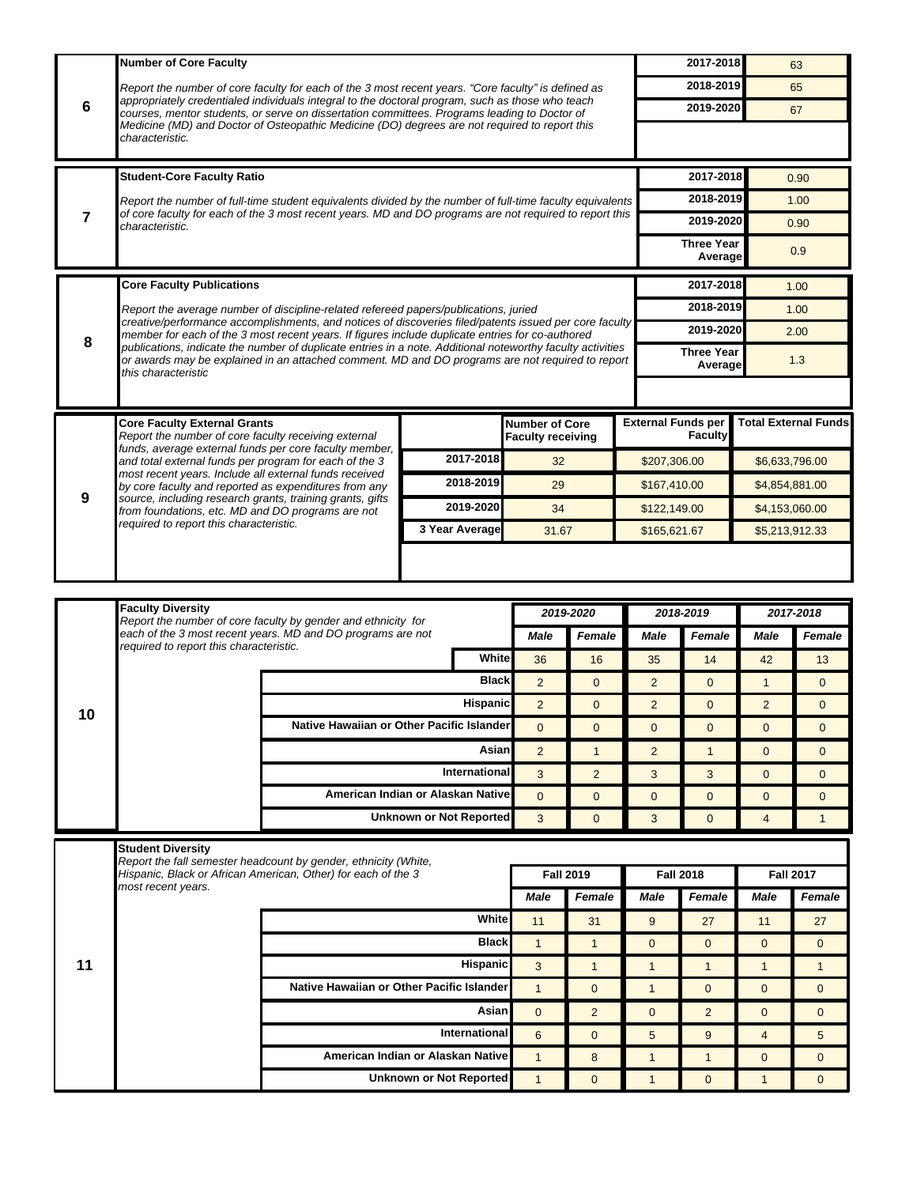## 6

**Number of Core Faculty**

*Report the number of core faculty for each of the 3 most recent years. "Core faculty" is defined as appropriately credentialed individuals integral to the doctoral program, such as those who teach courses, mentor students, or serve on dissertation committees. Programs leading to Doctor of Medicine (MD) and Doctor of Osteopathic Medicine (DO) degrees are not required to report this characteristic.*

| Year | Value |
|---|---|
| 2017-2018 | 63 |
| 2018-2019 | 65 |
| 2019-2020 | 67 |

## 7

**Student-Core Faculty Ratio**

*Report the number of full-time student equivalents divided by the number of full-time faculty equivalents of core faculty for each of the 3 most recent years. MD and DO programs are not required to report this characteristic.*

| Year | Value |
|---|---|
| 2017-2018 | 0.90 |
| 2018-2019 | 1.00 |
| 2019-2020 | 0.90 |
| Three Year Average | 0.9 |

## 8

**Core Faculty Publications**

*Report the average number of discipline-related refereed papers/publications, juried creative/performance accomplishments, and notices of discoveries filed/patents issued per core faculty member for each of the 3 most recent years. If figures include duplicate entries for co-authored publications, indicate the number of duplicate entries in a note. Additional noteworthy faculty activities or awards may be explained in an attached comment. MD and DO programs are not required to report this characteristic*

| Year | Value |
|---|---|
| 2017-2018 | 1.00 |
| 2018-2019 | 1.00 |
| 2019-2020 | 2.00 |
| Three Year Average | 1.3 |

## 9

**Core Faculty External Grants**

*Report the number of core faculty receiving external funds, average external funds per core faculty member, and total external funds per program for each of the 3 most recent years. Include all external funds received by core faculty and reported as expenditures from any source, including research grants, training grants, gifts from foundations, etc. MD and DO programs are not required to report this characteristic.*

| | Number of Core Faculty receiving | External Funds per Faculty | Total External Funds |
|---|---|---|---|
| 2017-2018 | 32 | $207,306.00 | $6,633,796.00 |
| 2018-2019 | 29 | $167,410.00 | $4,854,881.00 |
| 2019-2020 | 34 | $122,149.00 | $4,153,060.00 |
| 3 Year Average | 31.67 | $165,621.67 | $5,213,912.33 |

## 10

**Faculty Diversity**

*Report the number of core faculty by gender and ethnicity for each of the 3 most recent years. MD and DO programs are not required to report this characteristic.*

| | 2019-2020 | | 2018-2019 | | 2017-2018 | |
|---|---|---|---|---|---|---|
| | *Male* | *Female* | *Male* | *Female* | *Male* | *Female* |
| White | 36 | 16 | 35 | 14 | 42 | 13 |
| Black | 2 | 0 | 2 | 0 | 1 | 0 |
| Hispanic | 2 | 0 | 2 | 0 | 2 | 0 |
| Native Hawaiian or Other Pacific Islander | 0 | 0 | 0 | 0 | 0 | 0 |
| Asian | 2 | 1 | 2 | 1 | 0 | 0 |
| International | 3 | 2 | 3 | 3 | 0 | 0 |
| American Indian or Alaskan Native | 0 | 0 | 0 | 0 | 0 | 0 |
| Unknown or Not Reported | 3 | 0 | 3 | 0 | 4 | 1 |

## 11

**Student Diversity**

*Report the fall semester headcount by gender, ethnicity (White, Hispanic, Black or African American, Other) for each of the 3 most recent years.*

| | Fall 2019 | | Fall 2018 | | Fall 2017 | |
|---|---|---|---|---|---|---|
| | *Male* | *Female* | *Male* | *Female* | *Male* | *Female* |
| White | 11 | 31 | 9 | 27 | 11 | 27 |
| Black | 1 | 1 | 0 | 0 | 0 | 0 |
| Hispanic | 3 | 1 | 1 | 1 | 1 | 1 |
| Native Hawaiian or Other Pacific Islander | 1 | 0 | 1 | 0 | 0 | 0 |
| Asian | 0 | 2 | 0 | 2 | 0 | 0 |
| International | 6 | 0 | 5 | 9 | 4 | 5 |
| American Indian or Alaskan Native | 1 | 8 | 1 | 1 | 0 | 0 |
| Unknown or Not Reported | 1 | 0 | 1 | 0 | 1 | 0 |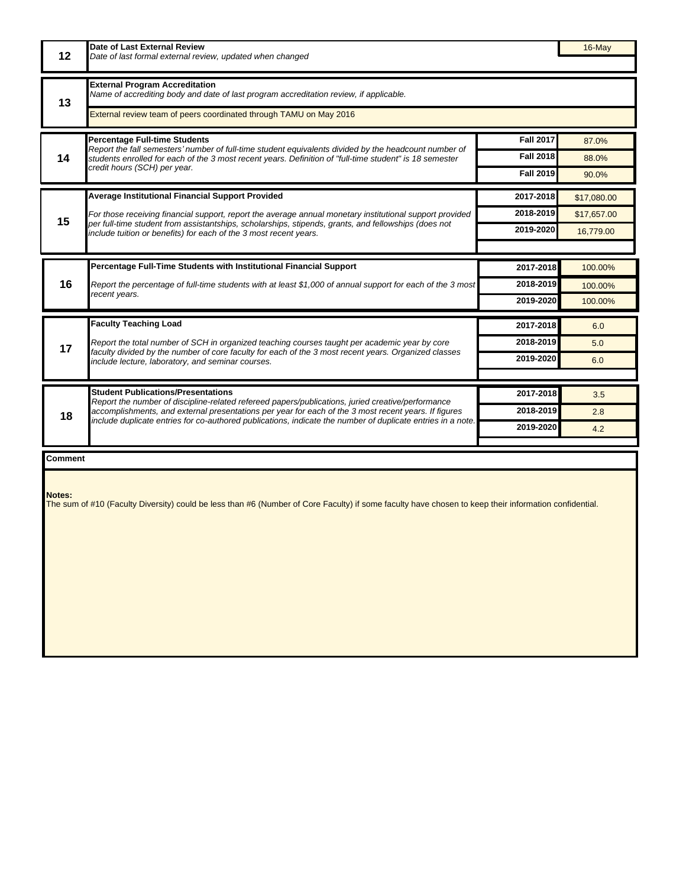| | | | |
|---|---|---|---|
| 12 | **Date of Last External Review**<br>*Date of last formal external review, updated when changed* | | 16-May |
| 13 | **External Program Accreditation**<br>*Name of accrediting body and date of last program accreditation review, if applicable.*<br>External review team of peers coordinated through TAMU on May 2016 | | |
| 14 | **Percentage Full-time Students**<br>*Report the fall semesters' number of full-time student equivalents divided by the headcount number of students enrolled for each of the 3 most recent years. Definition of "full-time student" is 18 semester credit hours (SCH) per year.* | **Fall 2017** | 87.0% |
| | | **Fall 2018** | 88.0% |
| | | **Fall 2019** | 90.0% |
| 15 | **Average Institutional Financial Support Provided**<br>*For those receiving financial support, report the average annual monetary institutional support provided per full-time student from assistantships, scholarships, stipends, grants, and fellowships (does not include tuition or benefits) for each of the 3 most recent years.* | **2017-2018** | $17,080.00 |
| | | **2018-2019** | $17,657.00 |
| | | **2019-2020** | 16,779.00 |
| 16 | **Percentage Full-Time Students with Institutional Financial Support**<br>*Report the percentage of full-time students with at least $1,000 of annual support for each of the 3 most recent years.* | **2017-2018** | 100.00% |
| | | **2018-2019** | 100.00% |
| | | **2019-2020** | 100.00% |
| 17 | **Faculty Teaching Load**<br>*Report the total number of SCH in organized teaching courses taught per academic year by core faculty divided by the number of core faculty for each of the 3 most recent years. Organized classes include lecture, laboratory, and seminar courses.* | **2017-2018** | 6.0 |
| | | **2018-2019** | 5.0 |
| | | **2019-2020** | 6.0 |
| 18 | **Student Publications/Presentations**<br>*Report the number of discipline-related refereed papers/publications, juried creative/performance accomplishments, and external presentations per year for each of the 3 most recent years. If figures include duplicate entries for co-authored publications, indicate the number of duplicate entries in a note.* | **2017-2018** | 3.5 |
| | | **2018-2019** | 2.8 |
| | | **2019-2020** | 4.2 |

**Comment**

**Notes:**
The sum of #10 (Faculty Diversity) could be less than #6 (Number of Core Faculty) if some faculty have chosen to keep their information confidential.